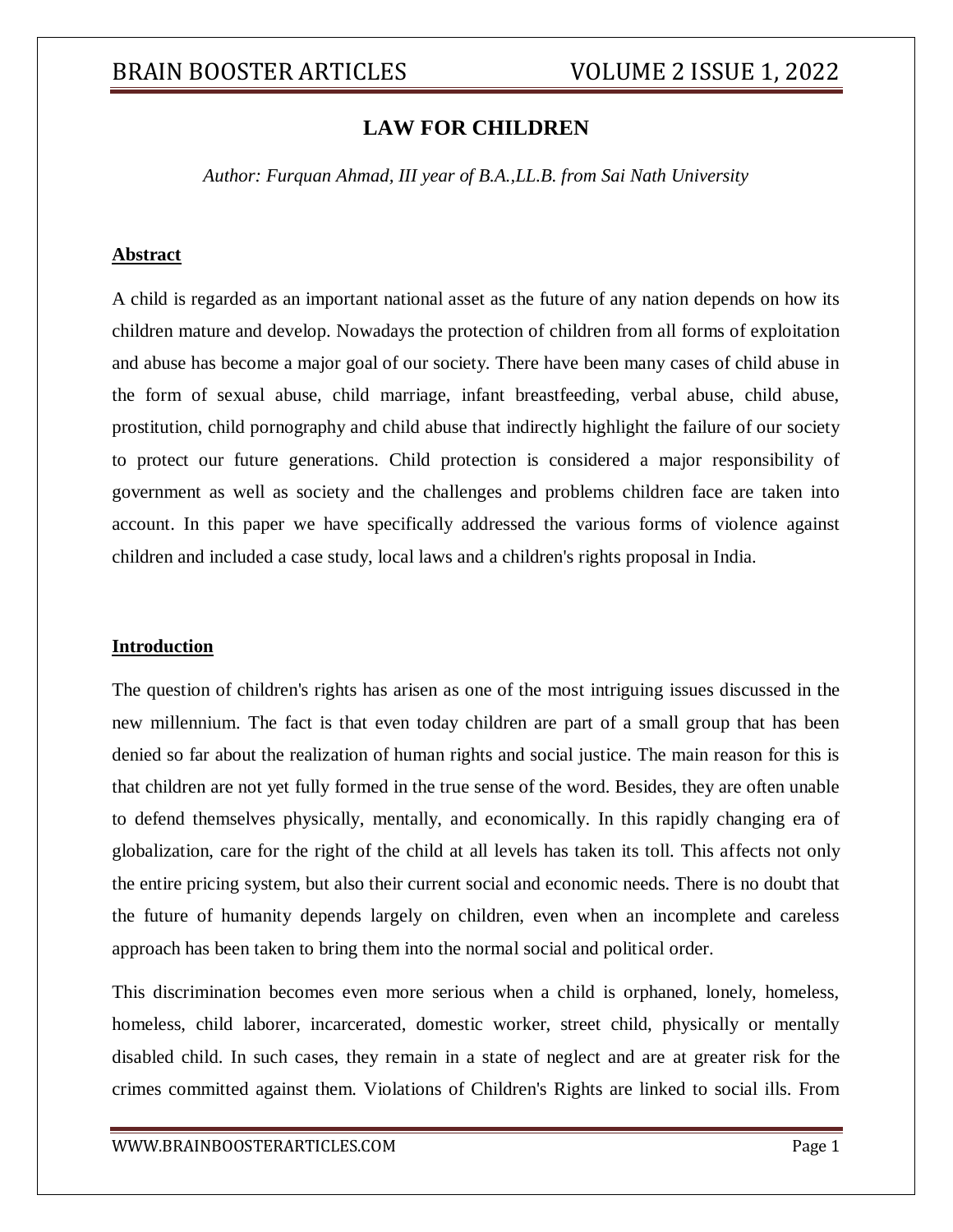# LAW FOR CHILDREN

*Author: Furquan Ahmad, III year of B.A.,LL.B. from Sai Nath University*

## Abstract

A child is regarded as an important national asset as the future of any nation depends on how its children mature and develop. Nowadays the protection of children from all forms of exploitation and abuse has become a major goal of our society. There have been many cases of child abuse in the form of sexual abuse, child marriage, infant breastfeeding, verbal abuse, child abuse, prostitution, child pornography and child abuse that indirectly highlight the failure of our society to protect our future generations. Child protection is considered a major responsibility of government as well as society and the challenges and problems children face are taken into account. In this paper we have specifically addressed the various forms of violence against children and included a case study, local laws and a children's rights proposal in India.

## Introduction

The question of children's rights has arisen as one of the most intriguing issues discussed in the new millennium. The fact is that even today children are part of a small group that has been denied so far about the realization of human rights and social justice. The main reason for this is that children are not yet fully formed in the true sense of the word. Besides, they are often unable to defend themselves physically, mentally, and economically. In this rapidly changing era of globalization, care for the right of the child at all levels has taken its toll. This affects not only the entire pricing system, but also their current social and economic needs. There is no doubt that the future of humanity depends largely on children, even when an incomplete and careless approach has been taken to bring them into the normal social and political order.

This discrimination becomes even more serious when a child is orphaned, lonely, homeless, homeless, child laborer, incarcerated, domestic worker, street child, physically or mentally disabled child. In such cases, they remain in a state of neglect and are at greater risk for the crimes committed against them. Violations of Children's Rights are linked to social ills. From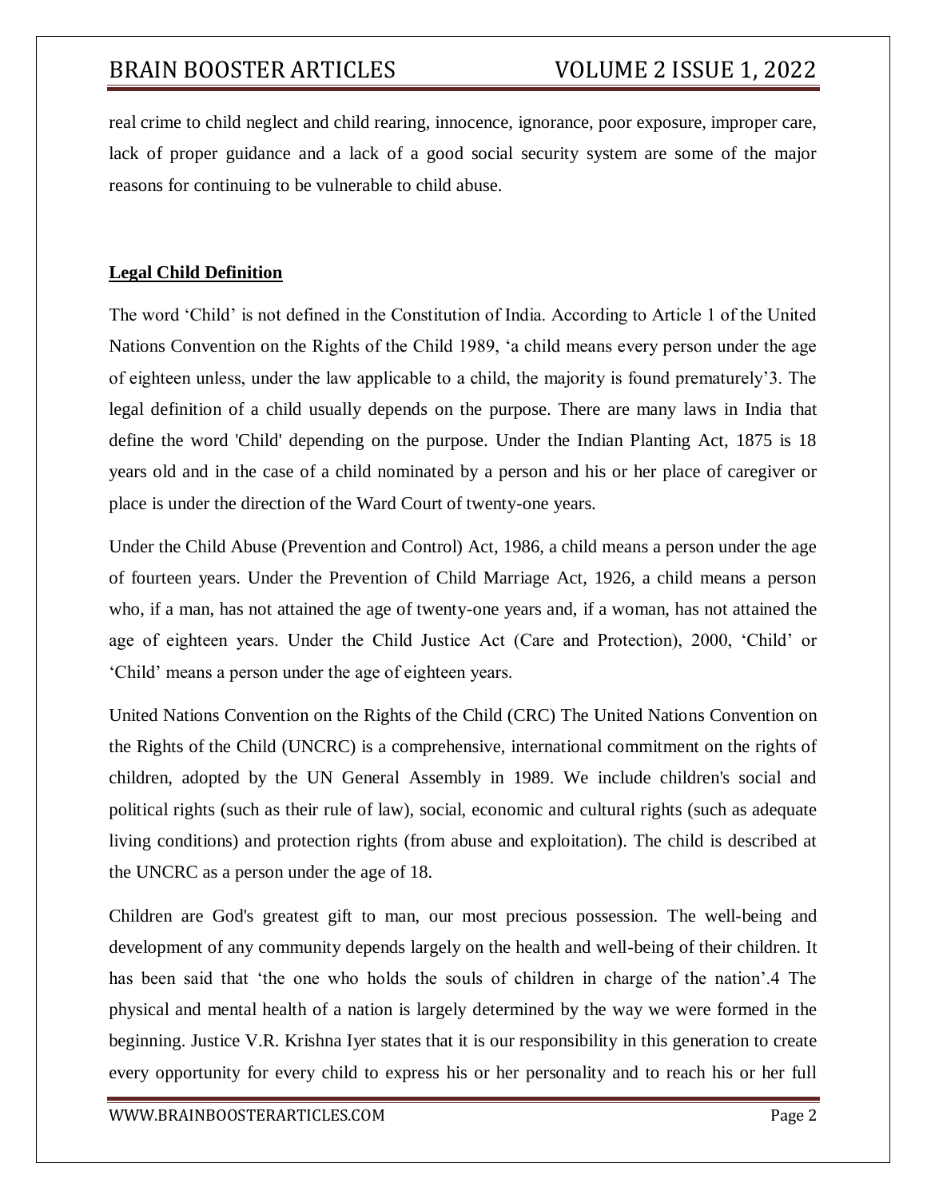real crime to child neglect and child rearing, innocence, ignorance, poor exposure, improper care, lack of proper guidance and a lack of a good social security system are some of the major reasons for continuing to be vulnerable to child abuse.

**Legal Child Definition**

The word 'Child' is not defined in the Constitution of India. According to Article 1 of the United Nations Convention on the Rights of the Child 1989, 'a child means every person under the age of eighteen unless, under the law applicable to a child, the majority is found prematurely'3. The legal definition of a child usually depends on the purpose. There are many laws in India that define the word 'Child' depending on the purpose. Under the Indian Planting Act, 1875 is 18 years old and in the case of a child nominated by a person and his or her place of caregiver or place is under the direction of the Ward Court of twenty-one years.

Under the Child Abuse (Prevention and Control) Act, 1986, a child means a person under the age of fourteen years. Under the Prevention of Child Marriage Act, 1926, a child means a person who, if a man, has not attained the age of twenty-one years and, if a woman, has not attained the age of eighteen years. Under the Child Justice Act (Care and Protection), 2000, 'Child' or 'Child' means a person under the age of eighteen years.

United Nations Convention on the Rights of the Child (CRC) The United Nations Convention on the Rights of the Child (UNCRC) is a comprehensive, international commitment on the rights of children, adopted by the UN General Assembly in 1989. We include children's social and political rights (such as their rule of law), social, economic and cultural rights (such as adequate living conditions) and protection rights (from abuse and exploitation). The child is described at the UNCRC as a person under the age of 18.

Children are God's greatest gift to man, our most precious possession. The well-being and development of any community depends largely on the health and well-being of their children. It has been said that 'the one who holds the souls of children in charge of the nation'.4 The physical and mental health of a nation is largely determined by the way we were formed in the beginning. Justice V.R. Krishna Iyer states that it is our responsibility in this generation to create every opportunity for every child to express his or her personality and to reach his or her full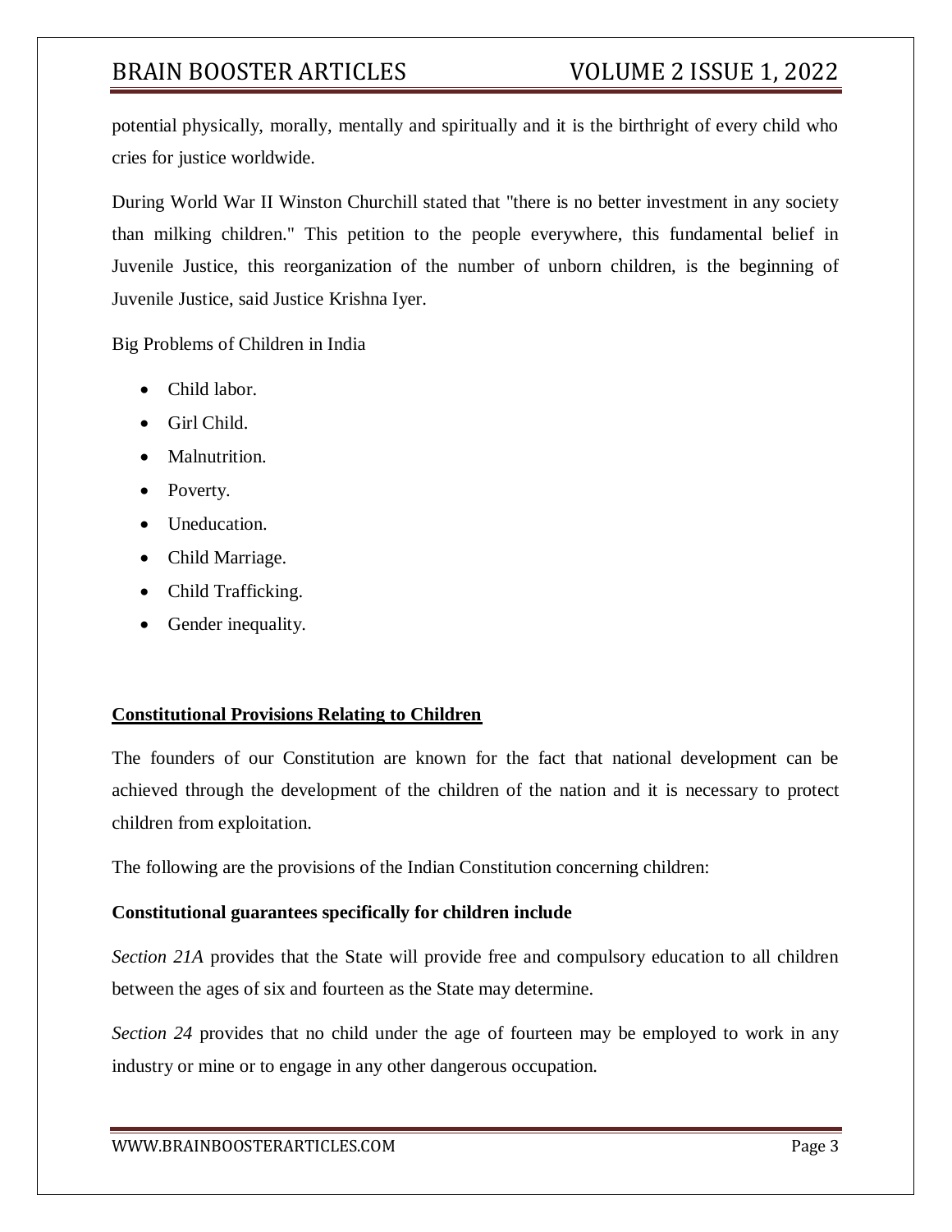potential physically, morally, mentally and spiritually and it is the birthright of every child who cries for justice worldwide.

During World War II Winston Churchill stated that "there is no better investment in any society than milking children." This petition to the people everywhere, this fundamental belief in Juvenile Justice, this reorganization of the number of unborn children, is the beginning of Juvenile Justice, said Justice Krishna Iyer.

Big Problems of Children in India

- Child labor.
- Girl Child.
- Malnutrition.
- Poverty.
- Uneducation.
- Child Marriage.
- Child Trafficking.
- Gender inequality.

## **Constitutional Provisions Relating to Children**

The founders of our Constitution are known for the fact that national development can be achieved through the development of the children of the nation and it is necessary to protect children from exploitation.

The following are the provisions of the Indian Constitution concerning children:

**Constitutional guarantees specifically for children include**

*Section 21A* provides that the State will provide free and compulsory education to all children between the ages of six and fourteen as the State may determine.

*Section 24* provides that no child under the age of fourteen may be employed to work in any industry or mine or to engage in any other dangerous occupation.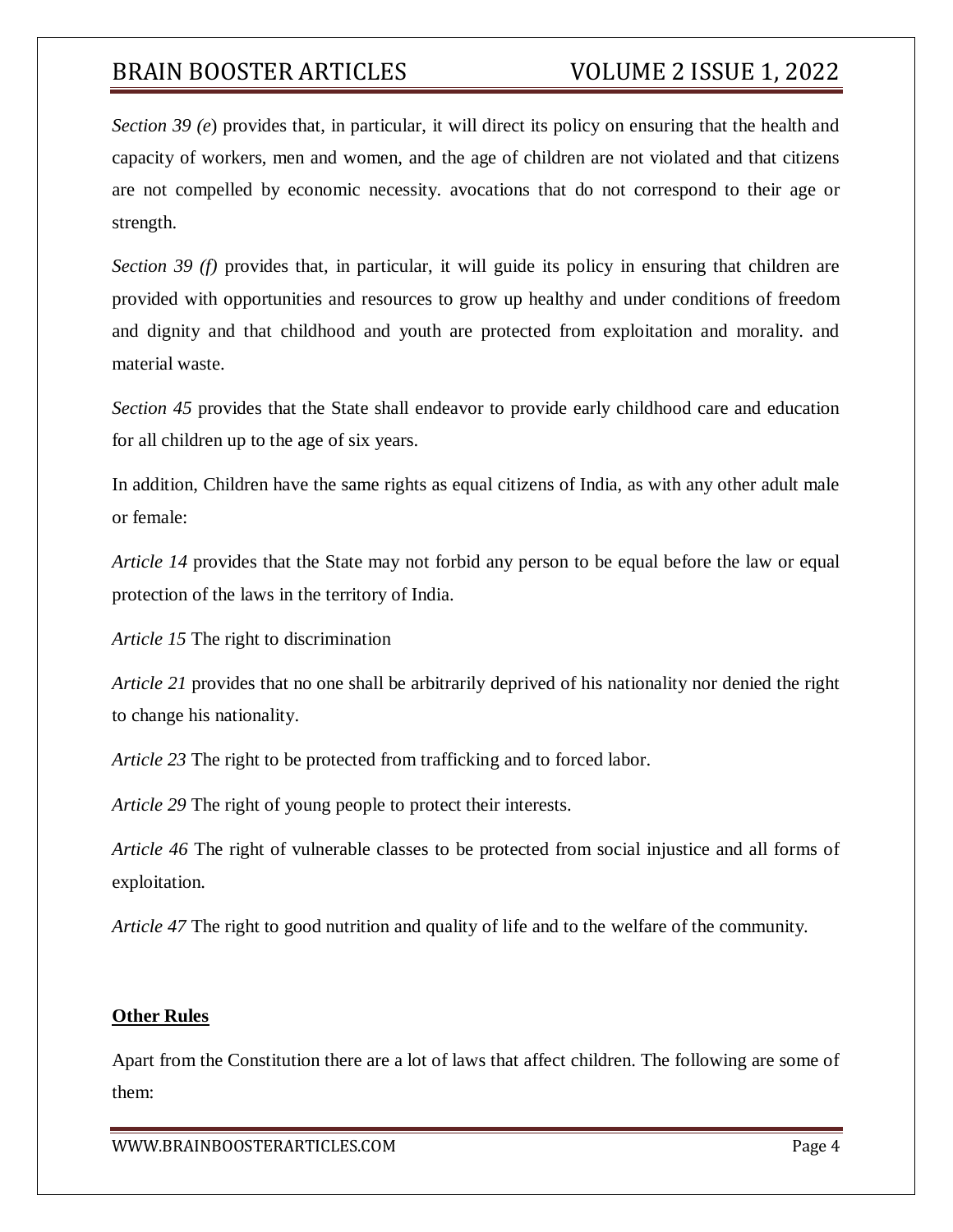*Section 39 (e*) provides that, in particular, it will direct its policy on ensuring that the health and capacity of workers, men and women, and the age of children are not violated and that citizens are not compelled by economic necessity. avocations that do not correspond to their age or strength.

*Section 39 (f)* provides that, in particular, it will guide its policy in ensuring that children are provided with opportunities and resources to grow up healthy and under conditions of freedom and dignity and that childhood and youth are protected from exploitation and morality. and material waste.

*Section 45* provides that the State shall endeavor to provide early childhood care and education for all children up to the age of six years.

In addition, Children have the same rights as equal citizens of India, as with any other adult male or female:

*Article 14* provides that the State may not forbid any person to be equal before the law or equal protection of the laws in the territory of India.

*Article 15* The right to discrimination

*Article 21* provides that no one shall be arbitrarily deprived of his nationality nor denied the right to change his nationality.

*Article 23* The right to be protected from trafficking and to forced labor.

*Article 29* The right of young people to protect their interests.

*Article 46* The right of vulnerable classes to be protected from social injustice and all forms of exploitation.

*Article 47* The right to good nutrition and quality of life and to the welfare of the community.

## **Other Rules**

Apart from the Constitution there are a lot of laws that affect children. The following are some of them: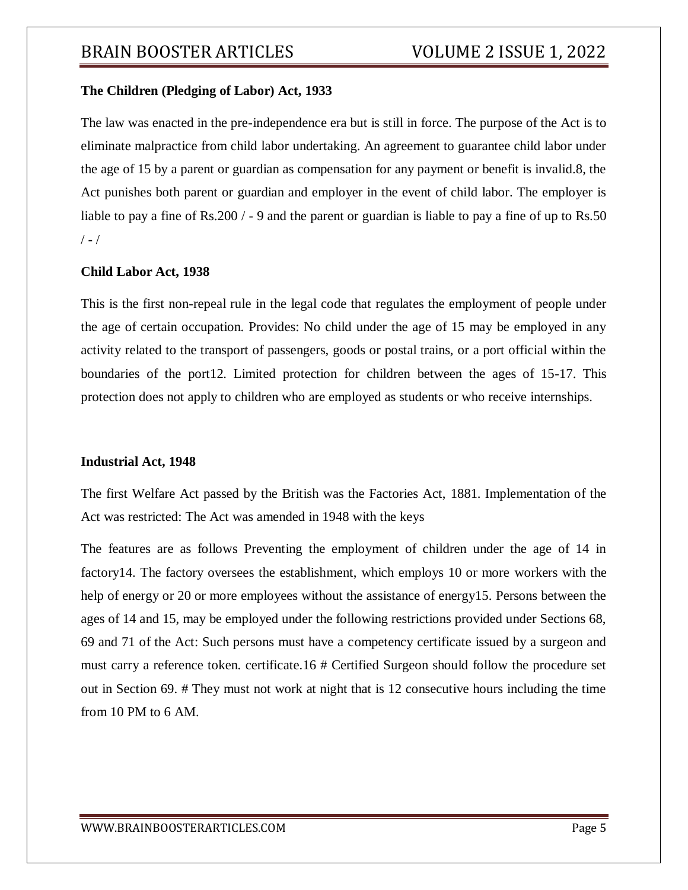**The Children (Pledging of Labor) Act, 1933**

The law was enacted in the pre-independence era but is still in force. The purpose of the Act is to eliminate malpractice from child labor undertaking. An agreement to guarantee child labor under the age of 15 by a parent or guardian as compensation for any payment or benefit is invalid.8, the Act punishes both parent or guardian and employer in the event of child labor. The employer is liable to pay a fine of Rs.200 / - 9 and the parent or guardian is liable to pay a fine of up to Rs.50 / - /

**Child Labor Act, 1938**

This is the first non-repeal rule in the legal code that regulates the employment of people under the age of certain occupation. Provides: No child under the age of 15 may be employed in any activity related to the transport of passengers, goods or postal trains, or a port official within the boundaries of the port12. Limited protection for children between the ages of 15-17. This protection does not apply to children who are employed as students or who receive internships.

**Industrial Act, 1948**

The first Welfare Act passed by the British was the Factories Act, 1881. Implementation of the Act was restricted: The Act was amended in 1948 with the keys

The features are as follows Preventing the employment of children under the age of 14 in factory14. The factory oversees the establishment, which employs 10 or more workers with the help of energy or 20 or more employees without the assistance of energy15. Persons between the ages of 14 and 15, may be employed under the following restrictions provided under Sections 68, 69 and 71 of the Act: Such persons must have a competency certificate issued by a surgeon and must carry a reference token. certificate.16 # Certified Surgeon should follow the procedure set out in Section 69. # They must not work at night that is 12 consecutive hours including the time from 10 PM to 6 AM.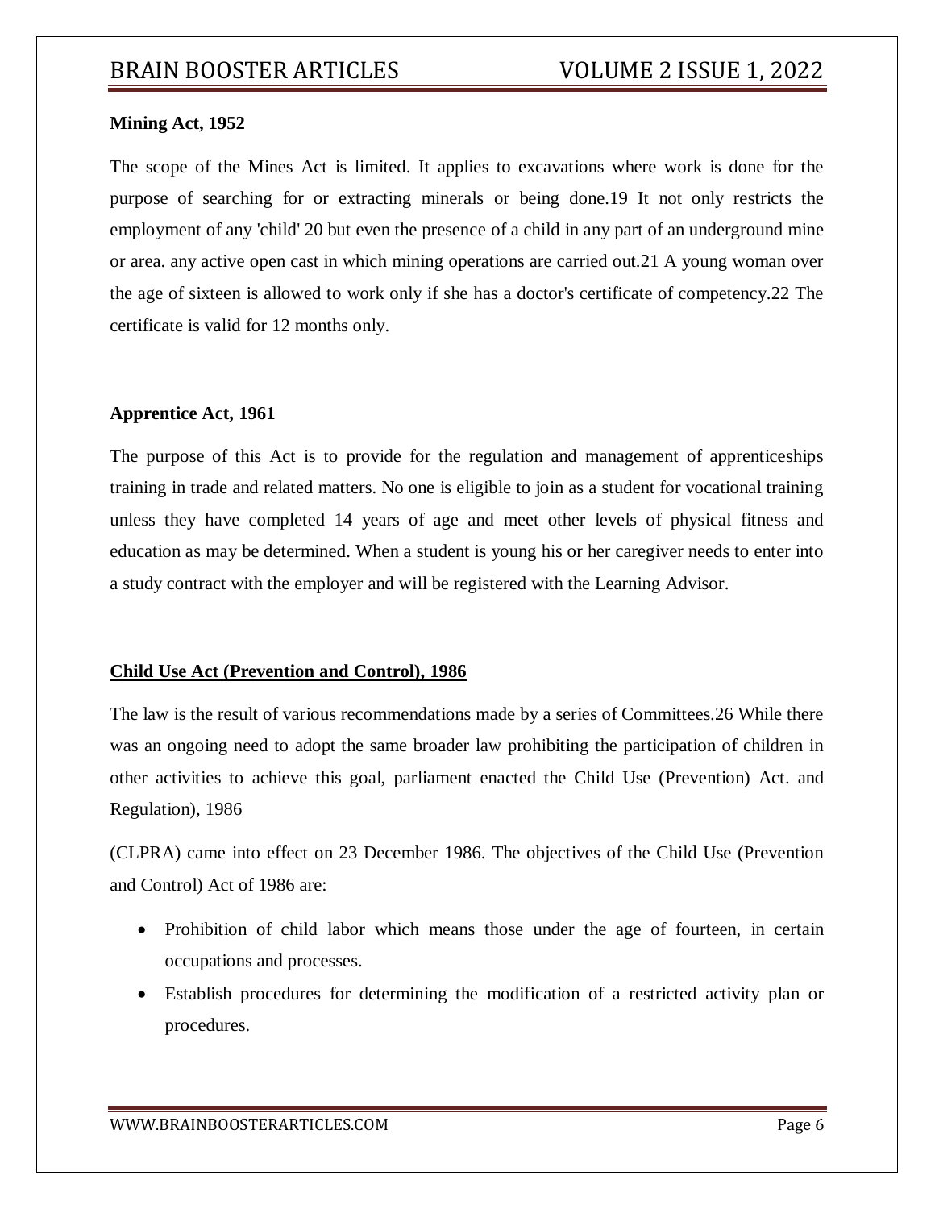**Mining Act, 1952**

The scope of the Mines Act is limited. It applies to excavations where work is done for the purpose of searching for or extracting minerals or being done.19 It not only restricts the employment of any 'child' 20 but even the presence of a child in any part of an underground mine or area. any active open cast in which mining operations are carried out.21 A young woman over the age of sixteen is allowed to work only if she has a doctor's certificate of competency.22 The certificate is valid for 12 months only.

**Apprentice Act, 1961**

The purpose of this Act is to provide for the regulation and management of apprenticeships training in trade and related matters. No one is eligible to join as a student for vocational training unless they have completed 14 years of age and meet other levels of physical fitness and education as may be determined. When a student is young his or her caregiver needs to enter into a study contract with the employer and will be registered with the Learning Advisor.

**Child Use Act (Prevention and Control), 1986**

The law is the result of various recommendations made by a series of Committees.26 While there was an ongoing need to adopt the same broader law prohibiting the participation of children in other activities to achieve this goal, parliament enacted the Child Use (Prevention) Act. and Regulation), 1986

(CLPRA) came into effect on 23 December 1986. The objectives of the Child Use (Prevention and Control) Act of 1986 are:

- Prohibition of child labor which means those under the age of fourteen, in certain occupations and processes.
- Establish procedures for determining the modification of a restricted activity plan or procedures.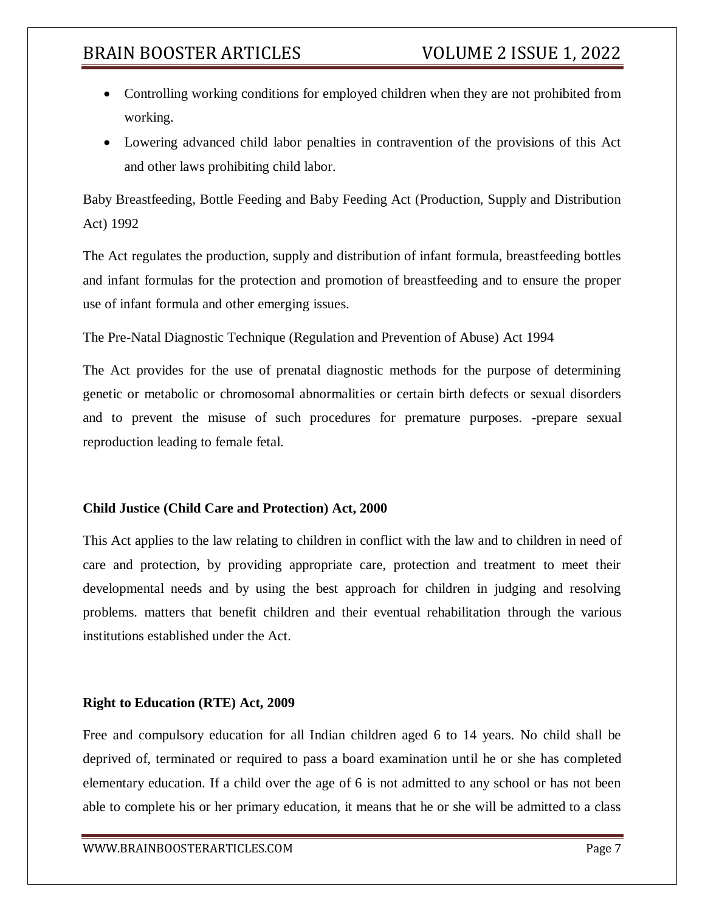- Controlling working conditions for employed children when they are not prohibited from working.
- Lowering advanced child labor penalties in contravention of the provisions of this Act and other laws prohibiting child labor.

Baby Breastfeeding, Bottle Feeding and Baby Feeding Act (Production, Supply and Distribution Act) 1992

The Act regulates the production, supply and distribution of infant formula, breastfeeding bottles and infant formulas for the protection and promotion of breastfeeding and to ensure the proper use of infant formula and other emerging issues.

The Pre-Natal Diagnostic Technique (Regulation and Prevention of Abuse) Act 1994

The Act provides for the use of prenatal diagnostic methods for the purpose of determining genetic or metabolic or chromosomal abnormalities or certain birth defects or sexual disorders and to prevent the misuse of such procedures for premature purposes. -prepare sexual reproduction leading to female fetal.

**Child Justice (Child Care and Protection) Act, 2000**

This Act applies to the law relating to children in conflict with the law and to children in need of care and protection, by providing appropriate care, protection and treatment to meet their developmental needs and by using the best approach for children in judging and resolving problems. matters that benefit children and their eventual rehabilitation through the various institutions established under the Act.

**Right to Education (RTE) Act, 2009**

Free and compulsory education for all Indian children aged 6 to 14 years. No child shall be deprived of, terminated or required to pass a board examination until he or she has completed elementary education. If a child over the age of 6 is not admitted to any school or has not been able to complete his or her primary education, it means that he or she will be admitted to a class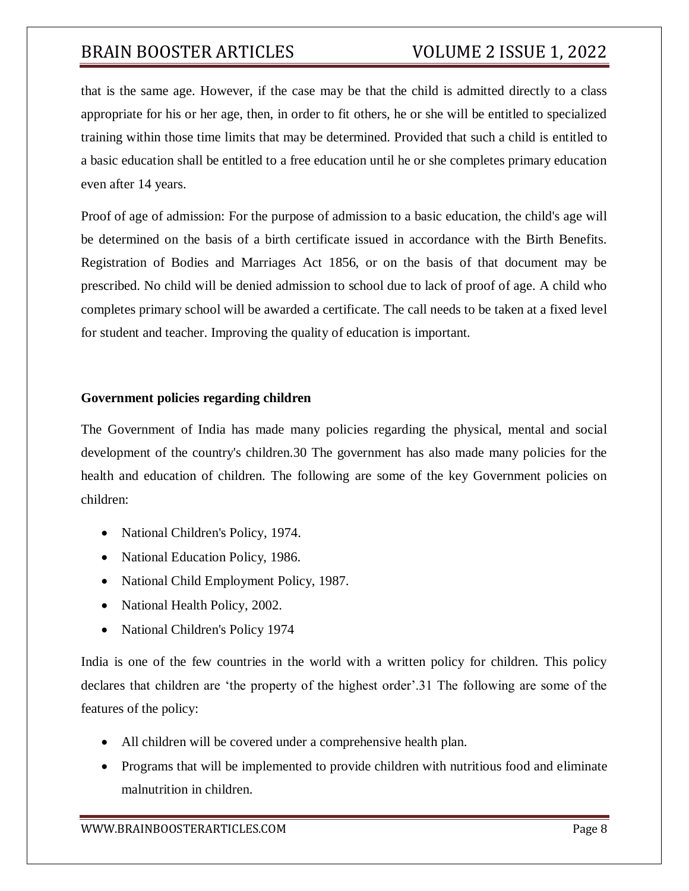that is the same age. However, if the case may be that the child is admitted directly to a class appropriate for his or her age, then, in order to fit others, he or she will be entitled to specialized training within those time limits that may be determined. Provided that such a child is entitled to a basic education shall be entitled to a free education until he or she completes primary education even after 14 years.

Proof of age of admission: For the purpose of admission to a basic education, the child's age will be determined on the basis of a birth certificate issued in accordance with the Birth Benefits. Registration of Bodies and Marriages Act 1856, or on the basis of that document may be prescribed. No child will be denied admission to school due to lack of proof of age. A child who completes primary school will be awarded a certificate. The call needs to be taken at a fixed level for student and teacher. Improving the quality of education is important.

**Government policies regarding children**

The Government of India has made many policies regarding the physical, mental and social development of the country's children.30 The government has also made many policies for the health and education of children. The following are some of the key Government policies on children:

- National Children's Policy, 1974.
- National Education Policy, 1986.
- National Child Employment Policy, 1987.
- National Health Policy, 2002.
- National Children's Policy 1974

India is one of the few countries in the world with a written policy for children. This policy declares that children are 'the property of the highest order'.31 The following are some of the features of the policy:

- All children will be covered under a comprehensive health plan.
- Programs that will be implemented to provide children with nutritious food and eliminate malnutrition in children.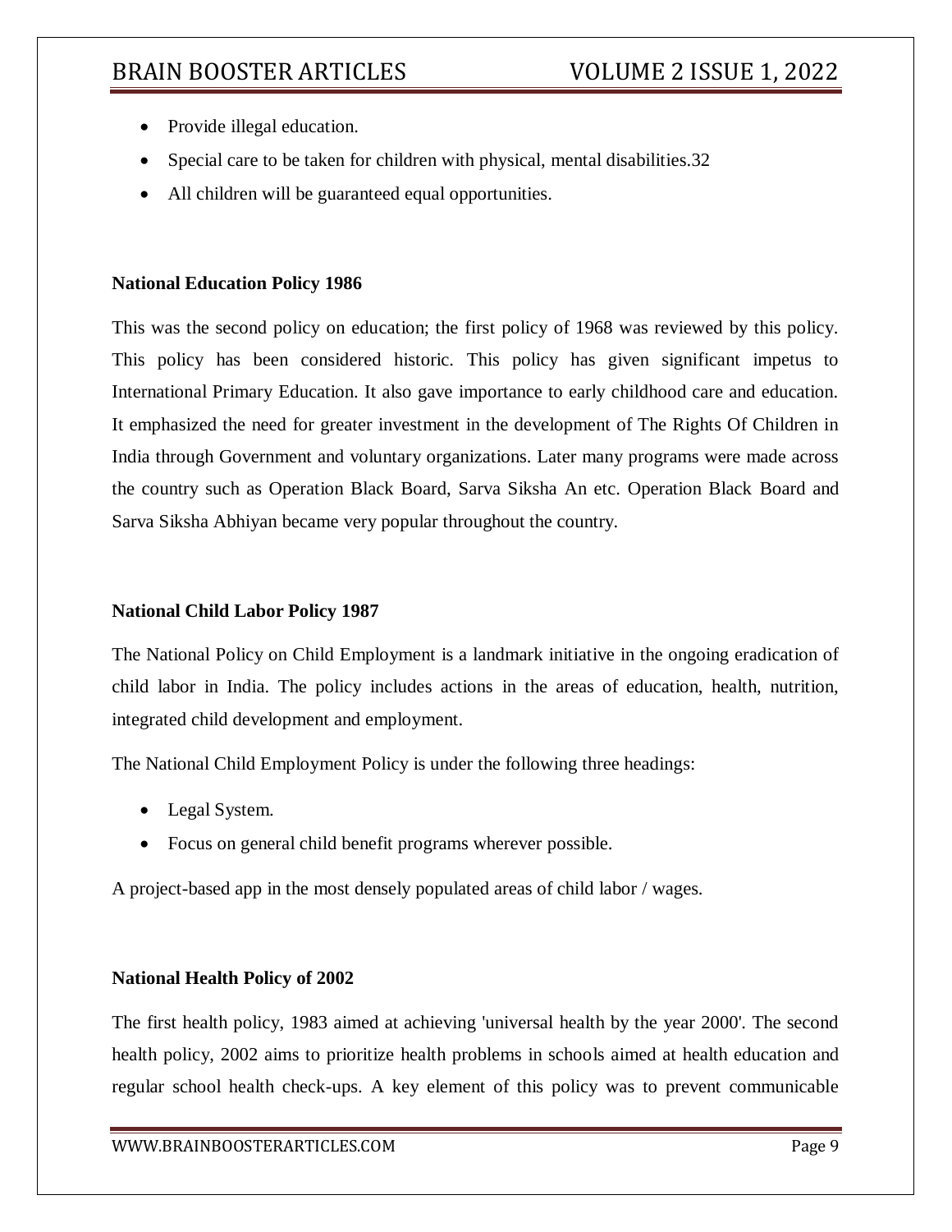- Provide illegal education.
- Special care to be taken for children with physical, mental disabilities.32
- All children will be guaranteed equal opportunities.

**National Education Policy 1986**

This was the second policy on education; the first policy of 1968 was reviewed by this policy. This policy has been considered historic. This policy has given significant impetus to International Primary Education. It also gave importance to early childhood care and education. It emphasized the need for greater investment in the development of The Rights Of Children in India through Government and voluntary organizations. Later many programs were made across the country such as Operation Black Board, Sarva Siksha An etc. Operation Black Board and Sarva Siksha Abhiyan became very popular throughout the country.

**National Child Labor Policy 1987**

The National Policy on Child Employment is a landmark initiative in the ongoing eradication of child labor in India. The policy includes actions in the areas of education, health, nutrition, integrated child development and employment.

The National Child Employment Policy is under the following three headings:

- Legal System.
- Focus on general child benefit programs wherever possible.

A project-based app in the most densely populated areas of child labor / wages.

**National Health Policy of 2002**

The first health policy, 1983 aimed at achieving 'universal health by the year 2000'. The second health policy, 2002 aims to prioritize health problems in schools aimed at health education and regular school health check-ups. A key element of this policy was to prevent communicable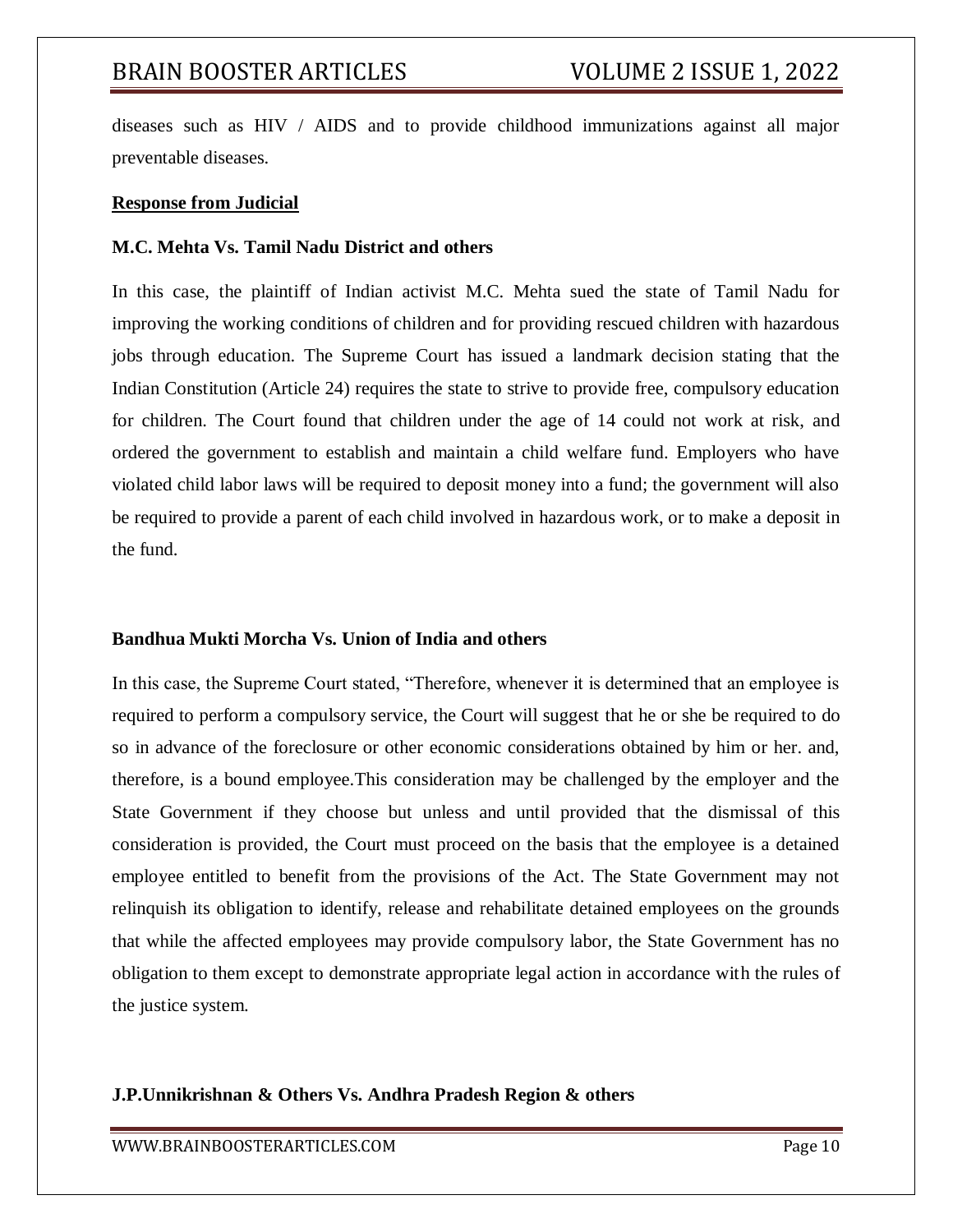diseases such as HIV / AIDS and to provide childhood immunizations against all major preventable diseases.

## Response from Judicial

### M.C. Mehta Vs. Tamil Nadu District and others

In this case, the plaintiff of Indian activist M.C. Mehta sued the state of Tamil Nadu for improving the working conditions of children and for providing rescued children with hazardous jobs through education. The Supreme Court has issued a landmark decision stating that the Indian Constitution (Article 24) requires the state to strive to provide free, compulsory education for children. The Court found that children under the age of 14 could not work at risk, and ordered the government to establish and maintain a child welfare fund. Employers who have violated child labor laws will be required to deposit money into a fund; the government will also be required to provide a parent of each child involved in hazardous work, or to make a deposit in the fund.

### Bandhua Mukti Morcha Vs. Union of India and others

In this case, the Supreme Court stated, "Therefore, whenever it is determined that an employee is required to perform a compulsory service, the Court will suggest that he or she be required to do so in advance of the foreclosure or other economic considerations obtained by him or her. and, therefore, is a bound employee.This consideration may be challenged by the employer and the State Government if they choose but unless and until provided that the dismissal of this consideration is provided, the Court must proceed on the basis that the employee is a detained employee entitled to benefit from the provisions of the Act. The State Government may not relinquish its obligation to identify, release and rehabilitate detained employees on the grounds that while the affected employees may provide compulsory labor, the State Government has no obligation to them except to demonstrate appropriate legal action in accordance with the rules of the justice system.

### J.P.Unnikrishnan & Others Vs. Andhra Pradesh Region & others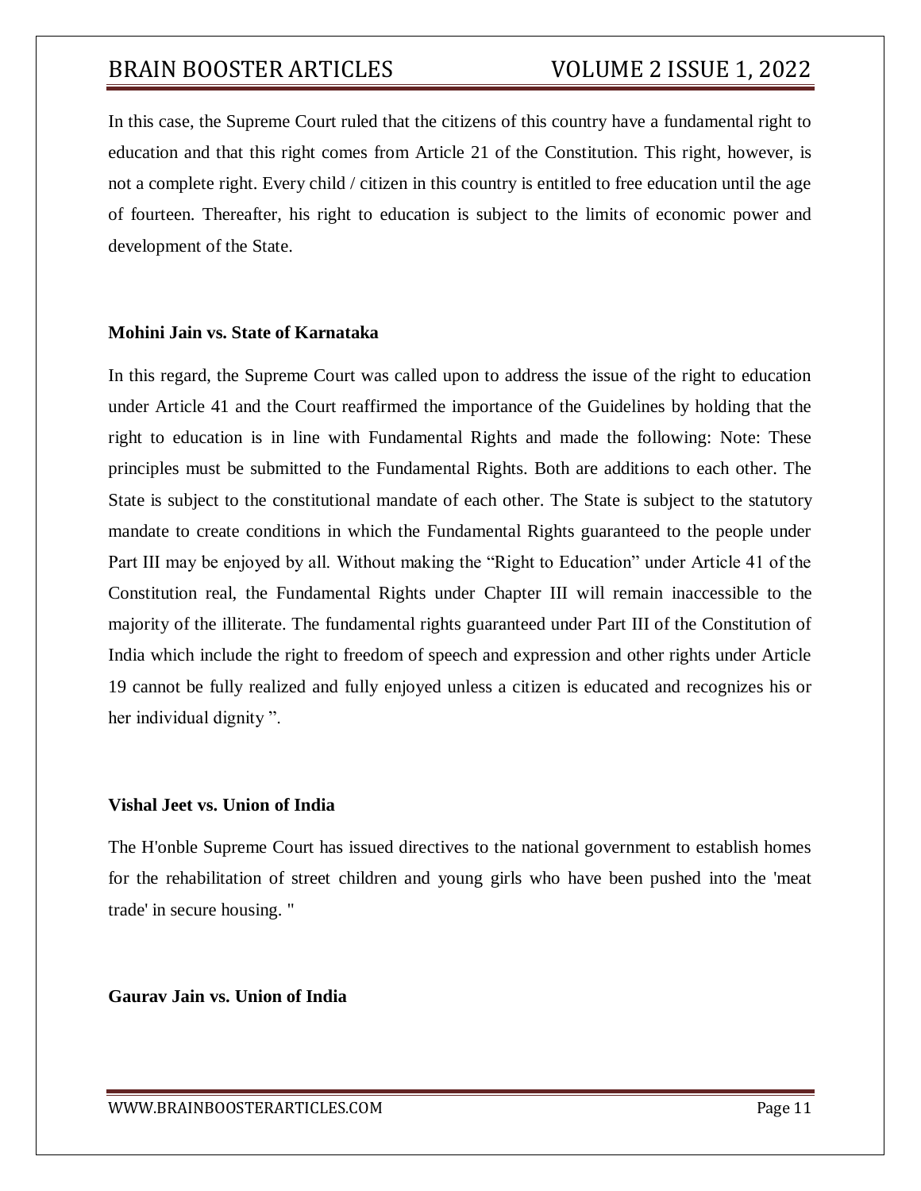In this case, the Supreme Court ruled that the citizens of this country have a fundamental right to education and that this right comes from Article 21 of the Constitution. This right, however, is not a complete right. Every child / citizen in this country is entitled to free education until the age of fourteen. Thereafter, his right to education is subject to the limits of economic power and development of the State.

**Mohini Jain vs. State of Karnataka**

In this regard, the Supreme Court was called upon to address the issue of the right to education under Article 41 and the Court reaffirmed the importance of the Guidelines by holding that the right to education is in line with Fundamental Rights and made the following: Note: These principles must be submitted to the Fundamental Rights. Both are additions to each other. The State is subject to the constitutional mandate of each other. The State is subject to the statutory mandate to create conditions in which the Fundamental Rights guaranteed to the people under Part III may be enjoyed by all. Without making the "Right to Education" under Article 41 of the Constitution real, the Fundamental Rights under Chapter III will remain inaccessible to the majority of the illiterate. The fundamental rights guaranteed under Part III of the Constitution of India which include the right to freedom of speech and expression and other rights under Article 19 cannot be fully realized and fully enjoyed unless a citizen is educated and recognizes his or her individual dignity ".

**Vishal Jeet vs. Union of India**

The H'onble Supreme Court has issued directives to the national government to establish homes for the rehabilitation of street children and young girls who have been pushed into the 'meat trade' in secure housing. "

**Gaurav Jain vs. Union of India**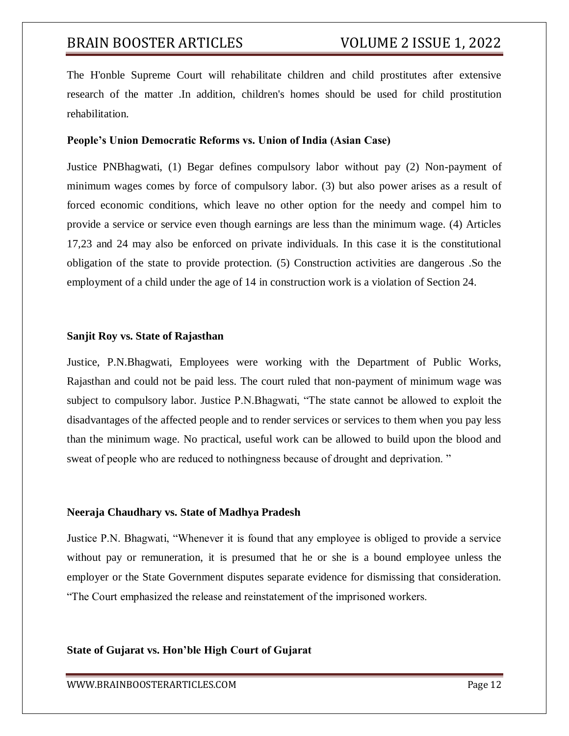The H'onble Supreme Court will rehabilitate children and child prostitutes after extensive research of the matter .In addition, children's homes should be used for child prostitution rehabilitation.

**People's Union Democratic Reforms vs. Union of India (Asian Case)**

Justice PNBhagwati, (1) Begar defines compulsory labor without pay (2) Non-payment of minimum wages comes by force of compulsory labor. (3) but also power arises as a result of forced economic conditions, which leave no other option for the needy and compel him to provide a service or service even though earnings are less than the minimum wage. (4) Articles 17,23 and 24 may also be enforced on private individuals. In this case it is the constitutional obligation of the state to provide protection. (5) Construction activities are dangerous .So the employment of a child under the age of 14 in construction work is a violation of Section 24.

**Sanjit Roy vs. State of Rajasthan**

Justice, P.N.Bhagwati, Employees were working with the Department of Public Works, Rajasthan and could not be paid less. The court ruled that non-payment of minimum wage was subject to compulsory labor. Justice P.N.Bhagwati, "The state cannot be allowed to exploit the disadvantages of the affected people and to render services or services to them when you pay less than the minimum wage. No practical, useful work can be allowed to build upon the blood and sweat of people who are reduced to nothingness because of drought and deprivation. "

**Neeraja Chaudhary vs. State of Madhya Pradesh**

Justice P.N. Bhagwati, "Whenever it is found that any employee is obliged to provide a service without pay or remuneration, it is presumed that he or she is a bound employee unless the employer or the State Government disputes separate evidence for dismissing that consideration. "The Court emphasized the release and reinstatement of the imprisoned workers.

**State of Gujarat vs. Hon'ble High Court of Gujarat**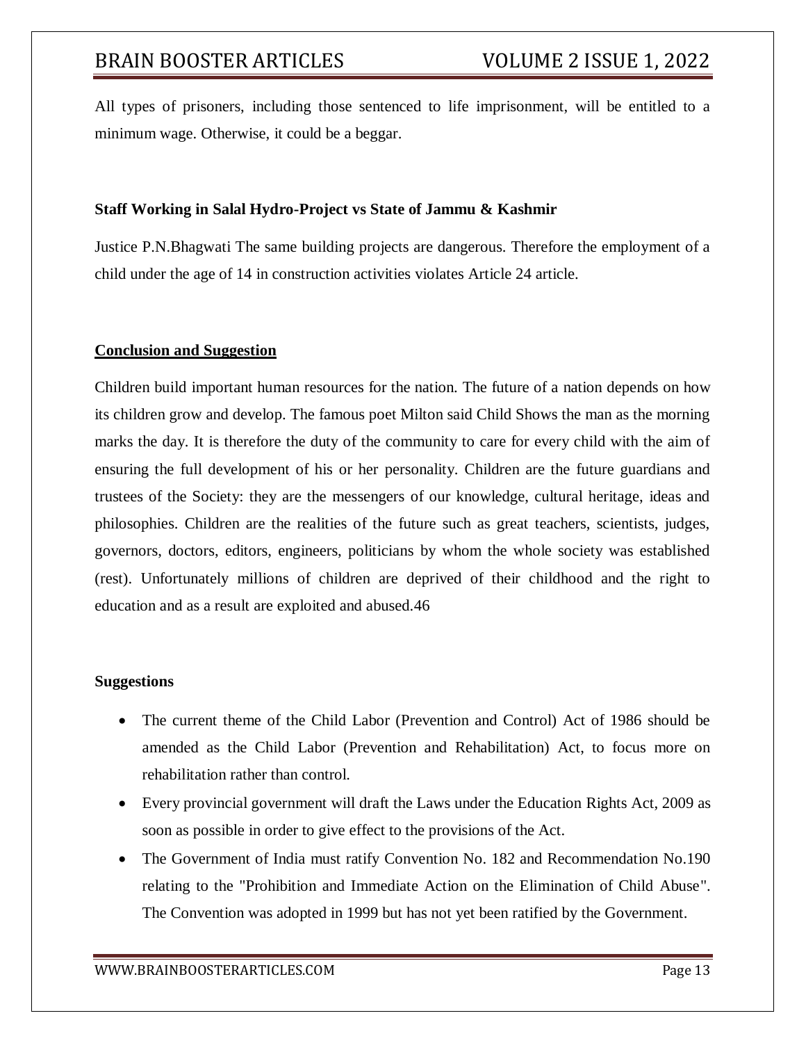All types of prisoners, including those sentenced to life imprisonment, will be entitled to a minimum wage. Otherwise, it could be a beggar.

**Staff Working in Salal Hydro-Project vs State of Jammu & Kashmir**

Justice P.N.Bhagwati The same building projects are dangerous. Therefore the employment of a child under the age of 14 in construction activities violates Article 24 article.

**<u>Conclusion and Suggestion</u>**

Children build important human resources for the nation. The future of a nation depends on how its children grow and develop. The famous poet Milton said Child Shows the man as the morning marks the day. It is therefore the duty of the community to care for every child with the aim of ensuring the full development of his or her personality. Children are the future guardians and trustees of the Society: they are the messengers of our knowledge, cultural heritage, ideas and philosophies. Children are the realities of the future such as great teachers, scientists, judges, governors, doctors, editors, engineers, politicians by whom the whole society was established (rest). Unfortunately millions of children are deprived of their childhood and the right to education and as a result are exploited and abused.46

**Suggestions**

- The current theme of the Child Labor (Prevention and Control) Act of 1986 should be amended as the Child Labor (Prevention and Rehabilitation) Act, to focus more on rehabilitation rather than control.
- Every provincial government will draft the Laws under the Education Rights Act, 2009 as soon as possible in order to give effect to the provisions of the Act.
- The Government of India must ratify Convention No. 182 and Recommendation No.190 relating to the "Prohibition and Immediate Action on the Elimination of Child Abuse". The Convention was adopted in 1999 but has not yet been ratified by the Government.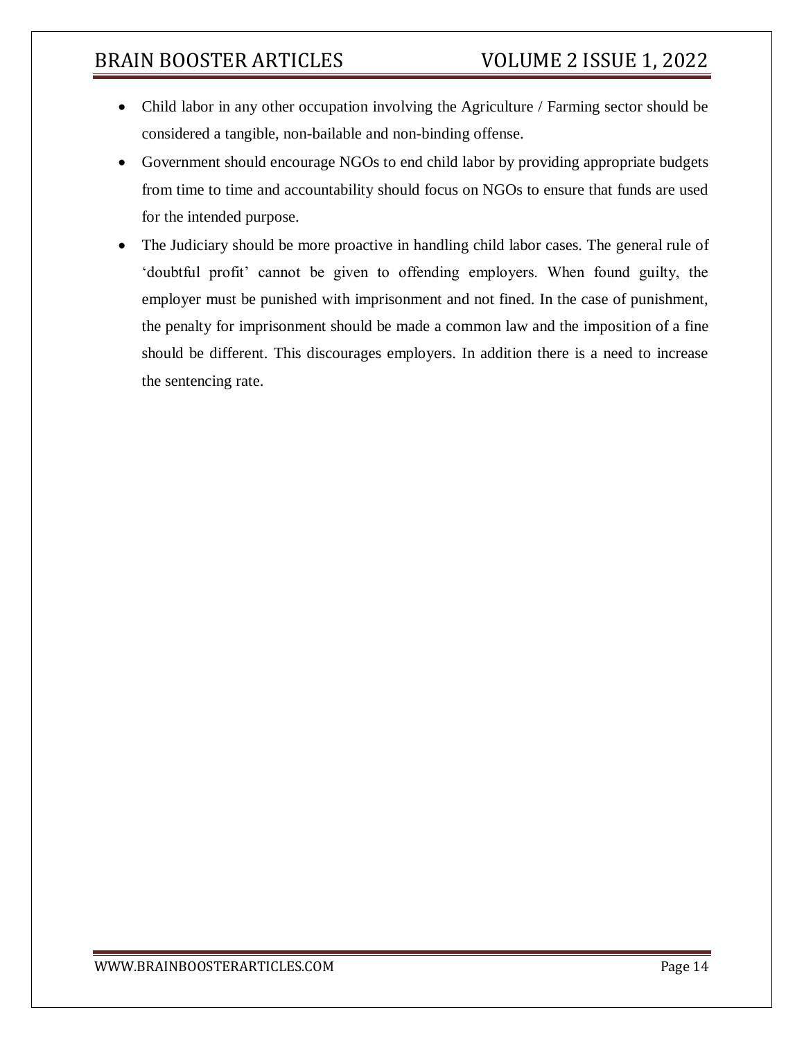- Child labor in any other occupation involving the Agriculture / Farming sector should be considered a tangible, non-bailable and non-binding offense.
- Government should encourage NGOs to end child labor by providing appropriate budgets from time to time and accountability should focus on NGOs to ensure that funds are used for the intended purpose.
- The Judiciary should be more proactive in handling child labor cases. The general rule of 'doubtful profit' cannot be given to offending employers. When found guilty, the employer must be punished with imprisonment and not fined. In the case of punishment, the penalty for imprisonment should be made a common law and the imposition of a fine should be different. This discourages employers. In addition there is a need to increase the sentencing rate.